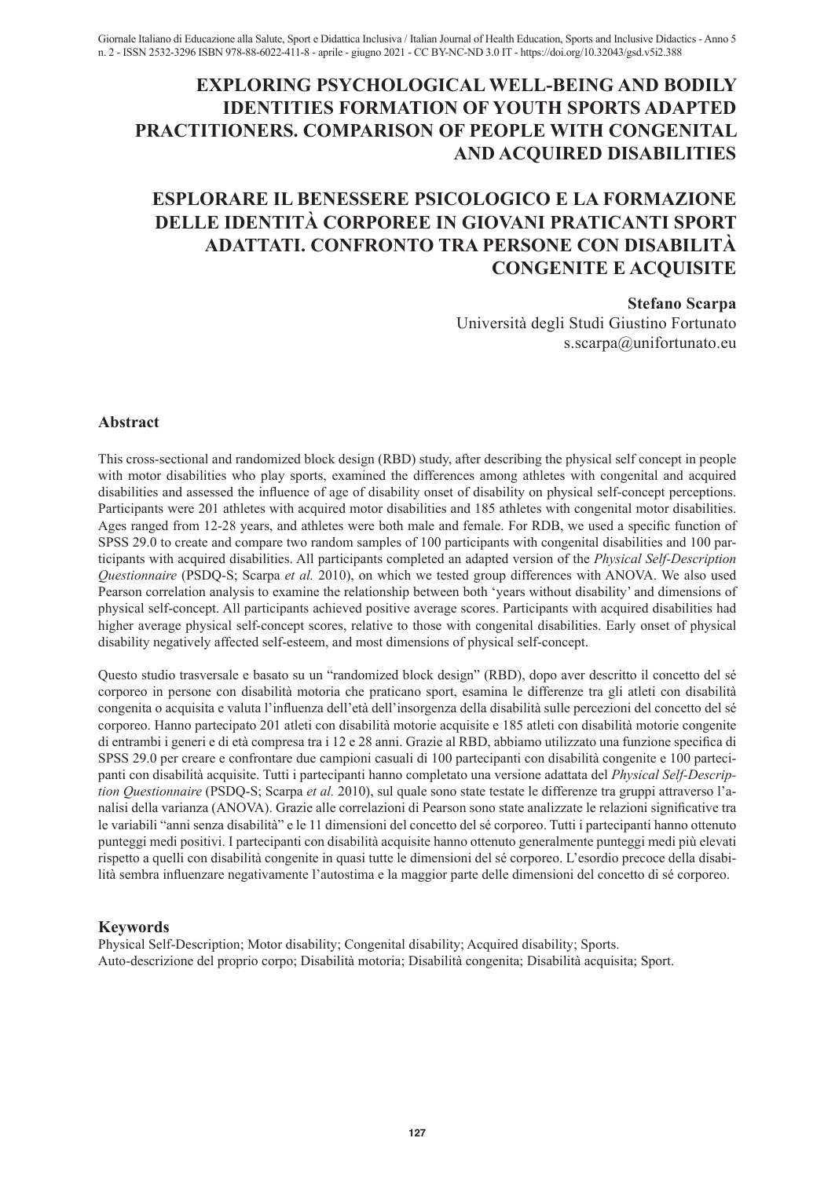# EXPLORING PSYCHOLOGICAL WELL-BEING AND BODILY IDENTITIES FORMATION OF YOUTH SPORTS ADAPTED PRACTITIONERS. COMPARISON OF PEOPLE WITH CONGENITAL AND ACQUIRED DISABILITIES

# ESPLORARE IL BENESSERE PSICOLOGICO E LA FORMAZIONE DELLE IDENTITÀ CORPOREE IN GIOVANI PRATICANTI SPORT ADATTATI. CONFRONTO TRA PERSONE CON DISABILITÀ CONGENITE E ACQUISITE

**Stefano Scarpa**
Università degli Studi Giustino Fortunato
s.scarpa@unifortunato.eu

## Abstract

This cross-sectional and randomized block design (RBD) study, after describing the physical self concept in people with motor disabilities who play sports, examined the differences among athletes with congenital and acquired disabilities and assessed the influence of age of disability onset of disability on physical self-concept perceptions. Participants were 201 athletes with acquired motor disabilities and 185 athletes with congenital motor disabilities. Ages ranged from 12-28 years, and athletes were both male and female. For RDB, we used a specific function of SPSS 29.0 to create and compare two random samples of 100 participants with congenital disabilities and 100 participants with acquired disabilities. All participants completed an adapted version of the *Physical Self-Description Questionnaire* (PSDQ-S; Scarpa *et al.* 2010), on which we tested group differences with ANOVA. We also used Pearson correlation analysis to examine the relationship between both 'years without disability' and dimensions of physical self-concept. All participants achieved positive average scores. Participants with acquired disabilities had higher average physical self-concept scores, relative to those with congenital disabilities. Early onset of physical disability negatively affected self-esteem, and most dimensions of physical self-concept.

Questo studio trasversale e basato su un "randomized block design" (RBD), dopo aver descritto il concetto del sé corporeo in persone con disabilità motoria che praticano sport, esamina le differenze tra gli atleti con disabilità congenita o acquisita e valuta l'influenza dell'età dell'insorgenza della disabilità sulle percezioni del concetto del sé corporeo. Hanno partecipato 201 atleti con disabilità motorie acquisite e 185 atleti con disabilità motorie congenite di entrambi i generi e di età compresa tra i 12 e 28 anni. Grazie al RBD, abbiamo utilizzato una funzione specifica di SPSS 29.0 per creare e confrontare due campioni casuali di 100 partecipanti con disabilità congenite e 100 partecipanti con disabilità acquisite. Tutti i partecipanti hanno completato una versione adattata del *Physical Self-Description Questionnaire* (PSDQ-S; Scarpa *et al.* 2010), sul quale sono state testate le differenze tra gruppi attraverso l'analisi della varianza (ANOVA). Grazie alle correlazioni di Pearson sono state analizzate le relazioni significative tra le variabili "anni senza disabilità" e le 11 dimensioni del concetto del sé corporeo. Tutti i partecipanti hanno ottenuto punteggi medi positivi. I partecipanti con disabilità acquisite hanno ottenuto generalmente punteggi medi più elevati rispetto a quelli con disabilità congenite in quasi tutte le dimensioni del sé corporeo. L'esordio precoce della disabilità sembra influenzare negativamente l'autostima e la maggior parte delle dimensioni del concetto di sé corporeo.

## Keywords

Physical Self-Description; Motor disability; Congenital disability; Acquired disability; Sports.
Auto-descrizione del proprio corpo; Disabilità motoria; Disabilità congenita; Disabilità acquisita; Sport.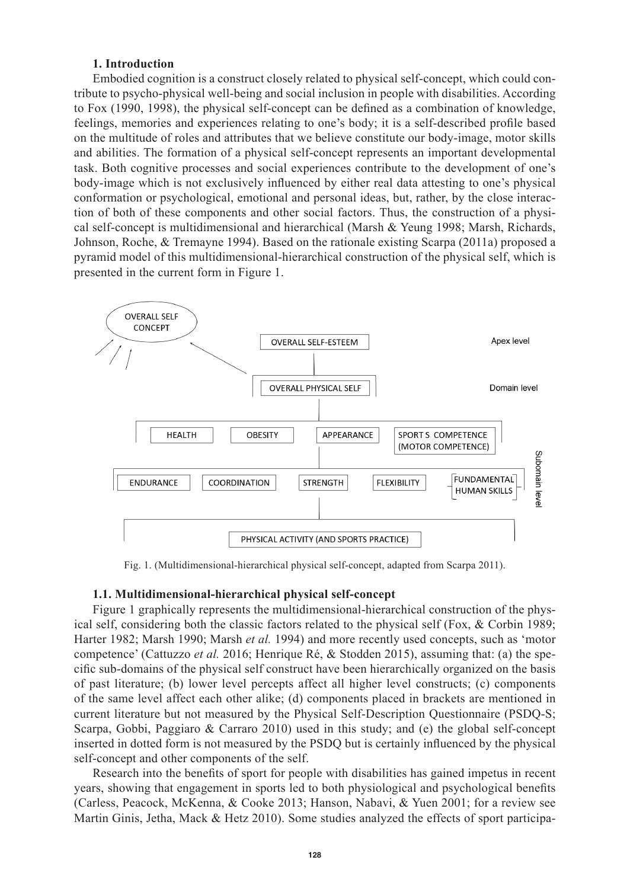## 1. Introduction

Embodied cognition is a construct closely related to physical self-concept, which could contribute to psycho-physical well-being and social inclusion in people with disabilities. According to Fox (1990, 1998), the physical self-concept can be defined as a combination of knowledge, feelings, memories and experiences relating to one's body; it is a self-described profile based on the multitude of roles and attributes that we believe constitute our body-image, motor skills and abilities. The formation of a physical self-concept represents an important developmental task. Both cognitive processes and social experiences contribute to the development of one's body-image which is not exclusively influenced by either real data attesting to one's physical conformation or psychological, emotional and personal ideas, but, rather, by the close interaction of both of these components and other social factors. Thus, the construction of a physical self-concept is multidimensional and hierarchical (Marsh & Yeung 1998; Marsh, Richards, Johnson, Roche, & Tremayne 1994). Based on the rationale existing Scarpa (2011a) proposed a pyramid model of this multidimensional-hierarchical construction of the physical self, which is presented in the current form in Figure 1.

Fig. 1. (Multidimensional-hierarchical physical self-concept, adapted from Scarpa 2011).

### 1.1. Multidimensional-hierarchical physical self-concept

Figure 1 graphically represents the multidimensional-hierarchical construction of the physical self, considering both the classic factors related to the physical self (Fox, & Corbin 1989; Harter 1982; Marsh 1990; Marsh *et al.* 1994) and more recently used concepts, such as 'motor competence' (Cattuzzo *et al.* 2016; Henrique Ré, & Stodden 2015), assuming that: (a) the specific sub-domains of the physical self construct have been hierarchically organized on the basis of past literature; (b) lower level percepts affect all higher level constructs; (c) components of the same level affect each other alike; (d) components placed in brackets are mentioned in current literature but not measured by the Physical Self-Description Questionnaire (PSDQ-S; Scarpa, Gobbi, Paggiaro & Carraro 2010) used in this study; and (e) the global self-concept inserted in dotted form is not measured by the PSDQ but is certainly influenced by the physical self-concept and other components of the self.

Research into the benefits of sport for people with disabilities has gained impetus in recent years, showing that engagement in sports led to both physiological and psychological benefits (Carless, Peacock, McKenna, & Cooke 2013; Hanson, Nabavi, & Yuen 2001; for a review see Martin Ginis, Jetha, Mack & Hetz 2010). Some studies analyzed the effects of sport participa-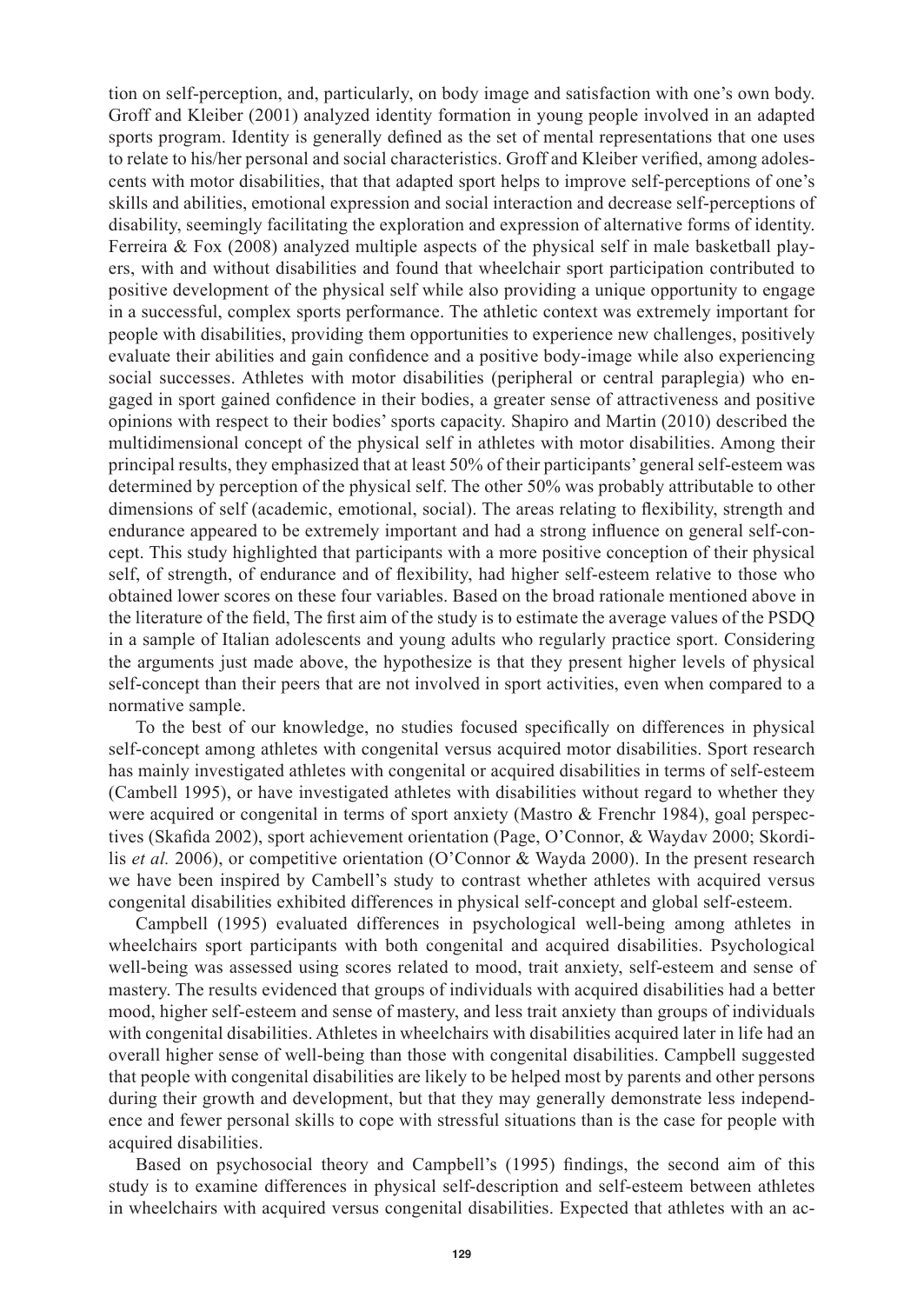tion on self-perception, and, particularly, on body image and satisfaction with one's own body. Groff and Kleiber (2001) analyzed identity formation in young people involved in an adapted sports program. Identity is generally defined as the set of mental representations that one uses to relate to his/her personal and social characteristics. Groff and Kleiber verified, among adolescents with motor disabilities, that that adapted sport helps to improve self-perceptions of one's skills and abilities, emotional expression and social interaction and decrease self-perceptions of disability, seemingly facilitating the exploration and expression of alternative forms of identity. Ferreira & Fox (2008) analyzed multiple aspects of the physical self in male basketball players, with and without disabilities and found that wheelchair sport participation contributed to positive development of the physical self while also providing a unique opportunity to engage in a successful, complex sports performance. The athletic context was extremely important for people with disabilities, providing them opportunities to experience new challenges, positively evaluate their abilities and gain confidence and a positive body-image while also experiencing social successes. Athletes with motor disabilities (peripheral or central paraplegia) who engaged in sport gained confidence in their bodies, a greater sense of attractiveness and positive opinions with respect to their bodies' sports capacity. Shapiro and Martin (2010) described the multidimensional concept of the physical self in athletes with motor disabilities. Among their principal results, they emphasized that at least 50% of their participants' general self-esteem was determined by perception of the physical self. The other 50% was probably attributable to other dimensions of self (academic, emotional, social). The areas relating to flexibility, strength and endurance appeared to be extremely important and had a strong influence on general self-concept. This study highlighted that participants with a more positive conception of their physical self, of strength, of endurance and of flexibility, had higher self-esteem relative to those who obtained lower scores on these four variables. Based on the broad rationale mentioned above in the literature of the field, The first aim of the study is to estimate the average values of the PSDQ in a sample of Italian adolescents and young adults who regularly practice sport. Considering the arguments just made above, the hypothesize is that they present higher levels of physical self-concept than their peers that are not involved in sport activities, even when compared to a normative sample.

To the best of our knowledge, no studies focused specifically on differences in physical self-concept among athletes with congenital versus acquired motor disabilities. Sport research has mainly investigated athletes with congenital or acquired disabilities in terms of self-esteem (Cambell 1995), or have investigated athletes with disabilities without regard to whether they were acquired or congenital in terms of sport anxiety (Mastro & Frenchr 1984), goal perspectives (Skafida 2002), sport achievement orientation (Page, O'Connor, & Waydav 2000; Skordilis *et al.* 2006), or competitive orientation (O'Connor & Wayda 2000). In the present research we have been inspired by Cambell's study to contrast whether athletes with acquired versus congenital disabilities exhibited differences in physical self-concept and global self-esteem.

Campbell (1995) evaluated differences in psychological well-being among athletes in wheelchairs sport participants with both congenital and acquired disabilities. Psychological well-being was assessed using scores related to mood, trait anxiety, self-esteem and sense of mastery. The results evidenced that groups of individuals with acquired disabilities had a better mood, higher self-esteem and sense of mastery, and less trait anxiety than groups of individuals with congenital disabilities. Athletes in wheelchairs with disabilities acquired later in life had an overall higher sense of well-being than those with congenital disabilities. Campbell suggested that people with congenital disabilities are likely to be helped most by parents and other persons during their growth and development, but that they may generally demonstrate less independence and fewer personal skills to cope with stressful situations than is the case for people with acquired disabilities.

Based on psychosocial theory and Campbell's (1995) findings, the second aim of this study is to examine differences in physical self-description and self-esteem between athletes in wheelchairs with acquired versus congenital disabilities. Expected that athletes with an ac-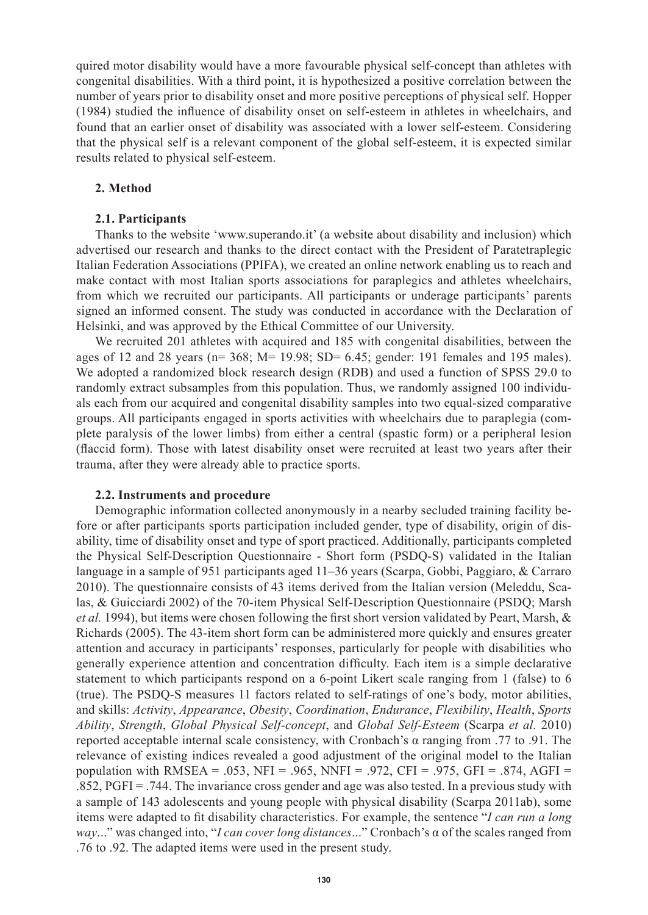quired motor disability would have a more favourable physical self-concept than athletes with congenital disabilities. With a third point, it is hypothesized a positive correlation between the number of years prior to disability onset and more positive perceptions of physical self. Hopper (1984) studied the influence of disability onset on self-esteem in athletes in wheelchairs, and found that an earlier onset of disability was associated with a lower self-esteem. Considering that the physical self is a relevant component of the global self-esteem, it is expected similar results related to physical self-esteem.

## 2. Method

### 2.1. Participants

Thanks to the website 'www.superando.it' (a website about disability and inclusion) which advertised our research and thanks to the direct contact with the President of Paratetraplegic Italian Federation Associations (PPIFA), we created an online network enabling us to reach and make contact with most Italian sports associations for paraplegics and athletes wheelchairs, from which we recruited our participants. All participants or underage participants' parents signed an informed consent. The study was conducted in accordance with the Declaration of Helsinki, and was approved by the Ethical Committee of our University.

We recruited 201 athletes with acquired and 185 with congenital disabilities, between the ages of 12 and 28 years (n= 368; M= 19.98; SD= 6.45; gender: 191 females and 195 males). We adopted a randomized block research design (RDB) and used a function of SPSS 29.0 to randomly extract subsamples from this population. Thus, we randomly assigned 100 individuals each from our acquired and congenital disability samples into two equal-sized comparative groups. All participants engaged in sports activities with wheelchairs due to paraplegia (complete paralysis of the lower limbs) from either a central (spastic form) or a peripheral lesion (flaccid form). Those with latest disability onset were recruited at least two years after their trauma, after they were already able to practice sports.

### 2.2. Instruments and procedure

Demographic information collected anonymously in a nearby secluded training facility before or after participants sports participation included gender, type of disability, origin of disability, time of disability onset and type of sport practiced. Additionally, participants completed the Physical Self-Description Questionnaire - Short form (PSDQ-S) validated in the Italian language in a sample of 951 participants aged 11–36 years (Scarpa, Gobbi, Paggiaro, & Carraro 2010). The questionnaire consists of 43 items derived from the Italian version (Meleddu, Scalas, & Guicciardi 2002) of the 70-item Physical Self-Description Questionnaire (PSDQ; Marsh *et al.* 1994), but items were chosen following the first short version validated by Peart, Marsh, & Richards (2005). The 43-item short form can be administered more quickly and ensures greater attention and accuracy in participants' responses, particularly for people with disabilities who generally experience attention and concentration difficulty. Each item is a simple declarative statement to which participants respond on a 6-point Likert scale ranging from 1 (false) to 6 (true). The PSDQ-S measures 11 factors related to self-ratings of one's body, motor abilities, and skills: *Activity*, *Appearance*, *Obesity*, *Coordination*, *Endurance*, *Flexibility*, *Health*, *Sports Ability*, *Strength*, *Global Physical Self-concept*, and *Global Self-Esteem* (Scarpa *et al.* 2010) reported acceptable internal scale consistency, with Cronbach's α ranging from .77 to .91. The relevance of existing indices revealed a good adjustment of the original model to the Italian population with RMSEA = .053, NFI = .965, NNFI = .972, CFI = .975, GFI = .874, AGFI = .852, PGFI = .744. The invariance cross gender and age was also tested. In a previous study with a sample of 143 adolescents and young people with physical disability (Scarpa 2011ab), some items were adapted to fit disability characteristics. For example, the sentence "*I can run a long way*..." was changed into, "*I can cover long distances*..." Cronbach's α of the scales ranged from .76 to .92. The adapted items were used in the present study.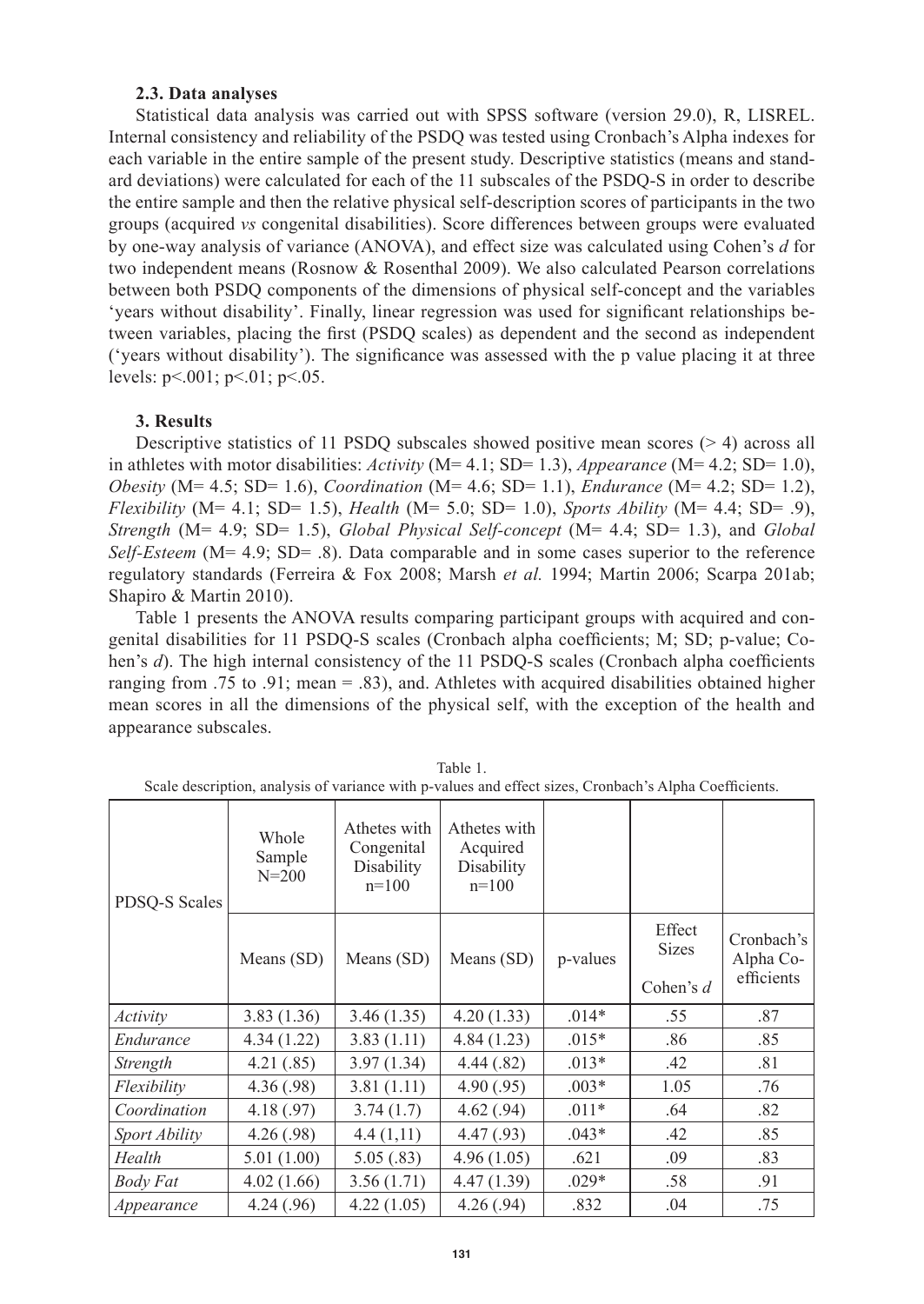### 2.3. Data analyses

Statistical data analysis was carried out with SPSS software (version 29.0), R, LISREL. Internal consistency and reliability of the PSDQ was tested using Cronbach's Alpha indexes for each variable in the entire sample of the present study. Descriptive statistics (means and standard deviations) were calculated for each of the 11 subscales of the PSDQ-S in order to describe the entire sample and then the relative physical self-description scores of participants in the two groups (acquired *vs* congenital disabilities). Score differences between groups were evaluated by one-way analysis of variance (ANOVA), and effect size was calculated using Cohen's *d* for two independent means (Rosnow & Rosenthal 2009). We also calculated Pearson correlations between both PSDQ components of the dimensions of physical self-concept and the variables 'years without disability'. Finally, linear regression was used for significant relationships between variables, placing the first (PSDQ scales) as dependent and the second as independent ('years without disability'). The significance was assessed with the p value placing it at three levels: p<.001; p<.01; p<.05.

## 3. Results

Descriptive statistics of 11 PSDQ subscales showed positive mean scores (> 4) across all in athletes with motor disabilities: *Activity* (M= 4.1; SD= 1.3), *Appearance* (M= 4.2; SD= 1.0), *Obesity* (M= 4.5; SD= 1.6), *Coordination* (M= 4.6; SD= 1.1), *Endurance* (M= 4.2; SD= 1.2), *Flexibility* (M= 4.1; SD= 1.5), *Health* (M= 5.0; SD= 1.0), *Sports Ability* (M= 4.4; SD= .9), *Strength* (M= 4.9; SD= 1.5), *Global Physical Self-concept* (M= 4.4; SD= 1.3), and *Global Self-Esteem* (M= 4.9; SD= .8). Data comparable and in some cases superior to the reference regulatory standards (Ferreira & Fox 2008; Marsh *et al.* 1994; Martin 2006; Scarpa 201ab; Shapiro & Martin 2010).

Table 1 presents the ANOVA results comparing participant groups with acquired and congenital disabilities for 11 PSDQ-S scales (Cronbach alpha coefficients; M; SD; p-value; Cohen's *d*). The high internal consistency of the 11 PSDQ-S scales (Cronbach alpha coefficients ranging from .75 to .91; mean = .83), and. Athletes with acquired disabilities obtained higher mean scores in all the dimensions of the physical self, with the exception of the health and appearance subscales.

Table 1.
Scale description, analysis of variance with p-values and effect sizes, Cronbach's Alpha Coefficients.

| PDSQ-S Scales | Whole Sample N=200 | Athetes with Congenital Disability n=100 | Athetes with Acquired Disability n=100 | | | |
|---|---|---|---|---|---|---|
| | Means (SD) | Means (SD) | Means (SD) | p-values | Effect Sizes Cohen's *d* | Cronbach's Alpha Co-efficients |
| *Activity* | 3.83 (1.36) | 3.46 (1.35) | 4.20 (1.33) | .014* | .55 | .87 |
| *Endurance* | 4.34 (1.22) | 3.83 (1.11) | 4.84 (1.23) | .015* | .86 | .85 |
| *Strength* | 4.21 (.85) | 3.97 (1.34) | 4.44 (.82) | .013* | .42 | .81 |
| *Flexibility* | 4.36 (.98) | 3.81 (1.11) | 4.90 (.95) | .003* | 1.05 | .76 |
| *Coordination* | 4.18 (.97) | 3.74 (1.7) | 4.62 (.94) | .011* | .64 | .82 |
| *Sport Ability* | 4.26 (.98) | 4.4 (1,11) | 4.47 (.93) | .043* | .42 | .85 |
| *Health* | 5.01 (1.00) | 5.05 (.83) | 4.96 (1.05) | .621 | .09 | .83 |
| *Body Fat* | 4.02 (1.66) | 3.56 (1.71) | 4.47 (1.39) | .029* | .58 | .91 |
| *Appearance* | 4.24 (.96) | 4.22 (1.05) | 4.26 (.94) | .832 | .04 | .75 |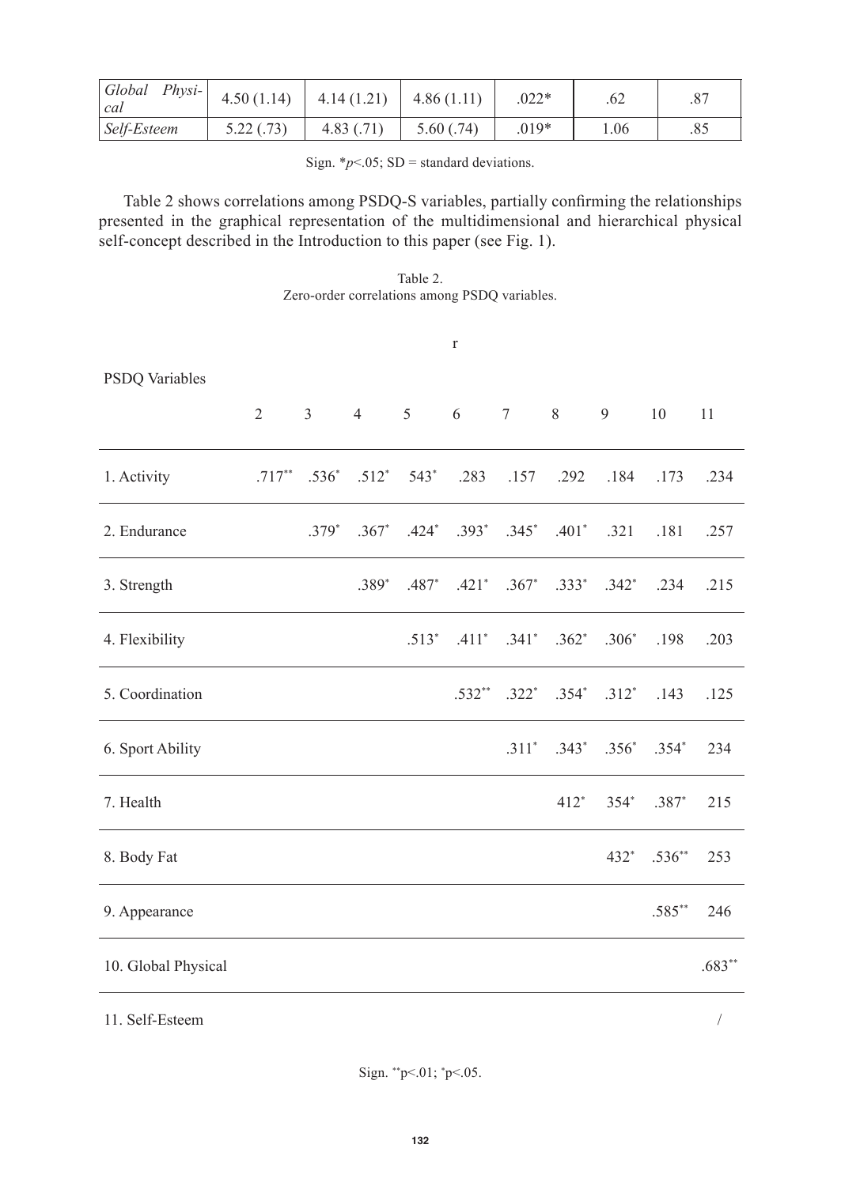| *Global Physical* | 4.50 (1.14) | 4.14 (1.21) | 4.86 (1.11) | .022* | .62 | .87 |
|---|---|---|---|---|---|---|
| *Self-Esteem* | 5.22 (.73) | 4.83 (.71) | 5.60 (.74) | .019* | 1.06 | .85 |

Sign. *$p$<.05; SD = standard deviations.

Table 2 shows correlations among PSDQ-S variables, partially confirming the relationships presented in the graphical representation of the multidimensional and hierarchical physical self-concept described in the Introduction to this paper (see Fig. 1).

Table 2.
Zero-order correlations among PSDQ variables.

| PSDQ Variables | r | | | | | | | | | |
|---|---|---|---|---|---|---|---|---|---|---|
| | 2 | 3 | 4 | 5 | 6 | 7 | 8 | 9 | 10 | 11 |
| 1. Activity | .717** | .536* | .512* | 543* | .283 | .157 | .292 | .184 | .173 | .234 |
| 2. Endurance | | .379* | .367* | .424* | .393* | .345* | .401* | .321 | .181 | .257 |
| 3. Strength | | | .389* | .487* | .421* | .367* | .333* | .342* | .234 | .215 |
| 4. Flexibility | | | | .513* | .411* | .341* | .362* | .306* | .198 | .203 |
| 5. Coordination | | | | | .532** | .322* | .354* | .312* | .143 | .125 |
| 6. Sport Ability | | | | | | .311* | .343* | .356* | .354* | 234 |
| 7. Health | | | | | | | 412* | 354* | .387* | 215 |
| 8. Body Fat | | | | | | | | 432* | .536** | 253 |
| 9. Appearance | | | | | | | | | .585** | 246 |
| 10. Global Physical | | | | | | | | | | .683** |
| 11. Self-Esteem | | | | | | | | | | / |

Sign. **p<.01; *p<.05.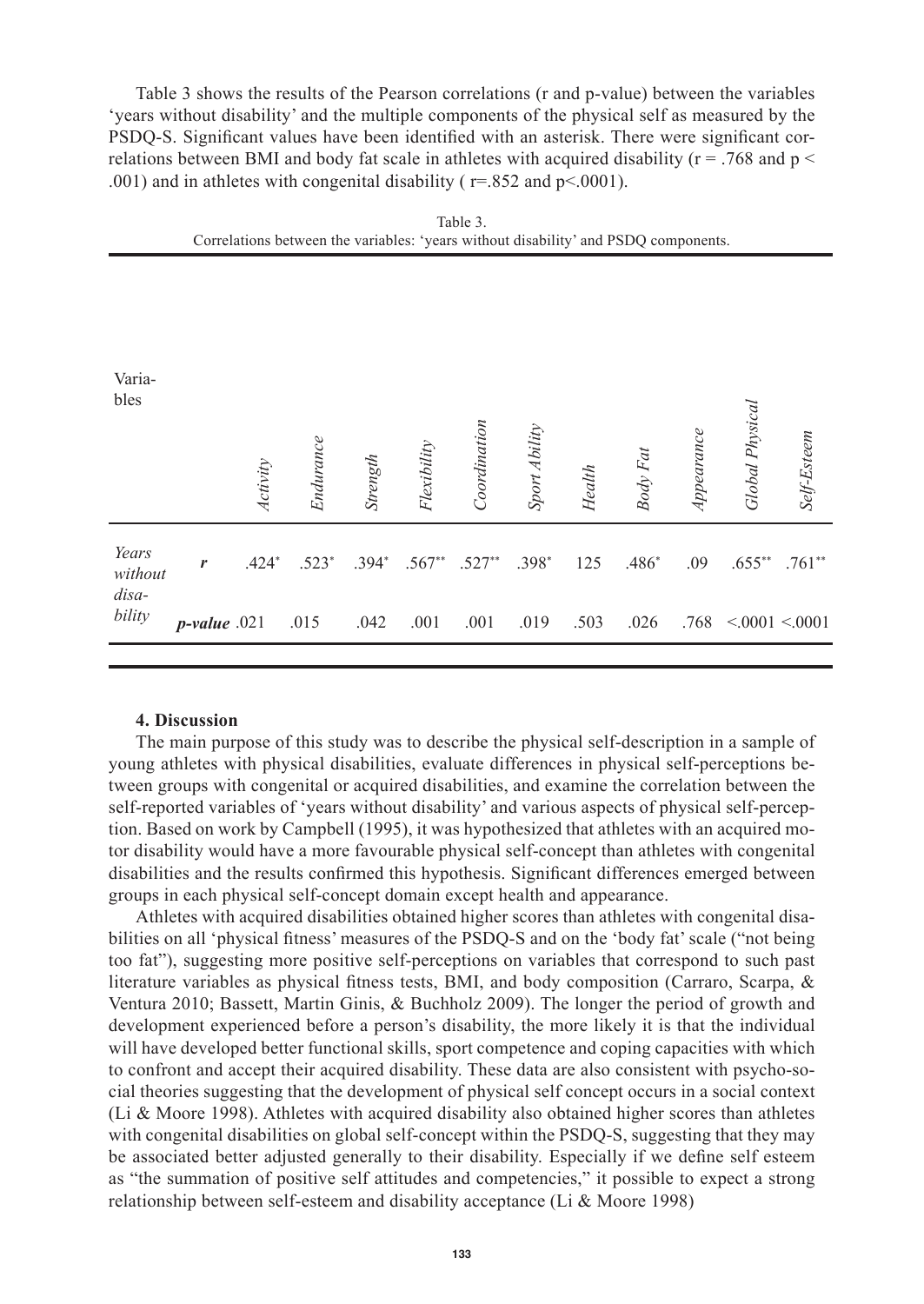Table 3 shows the results of the Pearson correlations (r and p-value) between the variables 'years without disability' and the multiple components of the physical self as measured by the PSDQ-S. Significant values have been identified with an asterisk. There were significant correlations between BMI and body fat scale in athletes with acquired disability ($r = .768$ and $p < .001$) and in athletes with congenital disability ( $r=.852$ and $p<.0001$).

Table 3.
Correlations between the variables: 'years without disability' and PSDQ components.

| Variables | | *Activity* | *Endurance* | *Strength* | *Flexibility* | *Coordination* | *Sport Ability* | *Health* | *Body Fat* | *Appearance* | *Global Physical* | *Self-Esteem* |
|---|---|---|---|---|---|---|---|---|---|---|---|---|
| *Years without disability* | ***r*** | .424* | .523* | .394* | .567** | .527** | .398* | 125 | .486* | .09 | .655** | .761** |
| | ***p-value*** | .021 | .015 | .042 | .001 | .001 | .019 | .503 | .026 | .768 | <.0001 | <.0001 |

## 4. Discussion

The main purpose of this study was to describe the physical self-description in a sample of young athletes with physical disabilities, evaluate differences in physical self-perceptions between groups with congenital or acquired disabilities, and examine the correlation between the self-reported variables of 'years without disability' and various aspects of physical self-perception. Based on work by Campbell (1995), it was hypothesized that athletes with an acquired motor disability would have a more favourable physical self-concept than athletes with congenital disabilities and the results confirmed this hypothesis. Significant differences emerged between groups in each physical self-concept domain except health and appearance.

Athletes with acquired disabilities obtained higher scores than athletes with congenital disabilities on all 'physical fitness' measures of the PSDQ-S and on the 'body fat' scale ("not being too fat"), suggesting more positive self-perceptions on variables that correspond to such past literature variables as physical fitness tests, BMI, and body composition (Carraro, Scarpa, & Ventura 2010; Bassett, Martin Ginis, & Buchholz 2009). The longer the period of growth and development experienced before a person's disability, the more likely it is that the individual will have developed better functional skills, sport competence and coping capacities with which to confront and accept their acquired disability. These data are also consistent with psycho-social theories suggesting that the development of physical self concept occurs in a social context (Li & Moore 1998). Athletes with acquired disability also obtained higher scores than athletes with congenital disabilities on global self-concept within the PSDQ-S, suggesting that they may be associated better adjusted generally to their disability. Especially if we define self esteem as "the summation of positive self attitudes and competencies," it possible to expect a strong relationship between self-esteem and disability acceptance (Li & Moore 1998)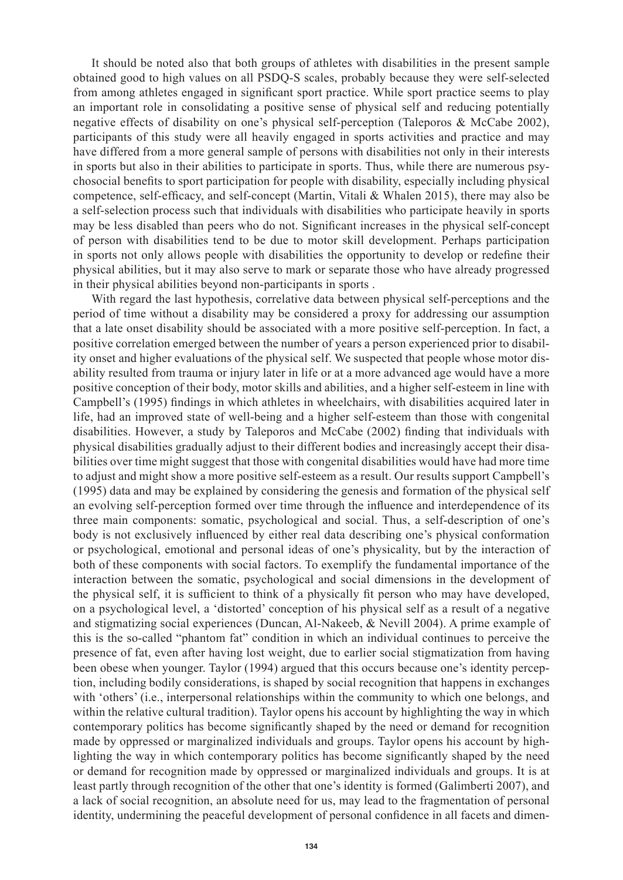It should be noted also that both groups of athletes with disabilities in the present sample obtained good to high values on all PSDQ-S scales, probably because they were self-selected from among athletes engaged in significant sport practice. While sport practice seems to play an important role in consolidating a positive sense of physical self and reducing potentially negative effects of disability on one's physical self-perception (Taleporos & McCabe 2002), participants of this study were all heavily engaged in sports activities and practice and may have differed from a more general sample of persons with disabilities not only in their interests in sports but also in their abilities to participate in sports. Thus, while there are numerous psychosocial benefits to sport participation for people with disability, especially including physical competence, self-efficacy, and self-concept (Martin, Vitali & Whalen 2015), there may also be a self-selection process such that individuals with disabilities who participate heavily in sports may be less disabled than peers who do not. Significant increases in the physical self-concept of person with disabilities tend to be due to motor skill development. Perhaps participation in sports not only allows people with disabilities the opportunity to develop or redefine their physical abilities, but it may also serve to mark or separate those who have already progressed in their physical abilities beyond non-participants in sports .

With regard the last hypothesis, correlative data between physical self-perceptions and the period of time without a disability may be considered a proxy for addressing our assumption that a late onset disability should be associated with a more positive self-perception. In fact, a positive correlation emerged between the number of years a person experienced prior to disability onset and higher evaluations of the physical self. We suspected that people whose motor disability resulted from trauma or injury later in life or at a more advanced age would have a more positive conception of their body, motor skills and abilities, and a higher self-esteem in line with Campbell's (1995) findings in which athletes in wheelchairs, with disabilities acquired later in life, had an improved state of well-being and a higher self-esteem than those with congenital disabilities. However, a study by Taleporos and McCabe (2002) finding that individuals with physical disabilities gradually adjust to their different bodies and increasingly accept their disabilities over time might suggest that those with congenital disabilities would have had more time to adjust and might show a more positive self-esteem as a result. Our results support Campbell's (1995) data and may be explained by considering the genesis and formation of the physical self an evolving self-perception formed over time through the influence and interdependence of its three main components: somatic, psychological and social. Thus, a self-description of one's body is not exclusively influenced by either real data describing one's physical conformation or psychological, emotional and personal ideas of one's physicality, but by the interaction of both of these components with social factors. To exemplify the fundamental importance of the interaction between the somatic, psychological and social dimensions in the development of the physical self, it is sufficient to think of a physically fit person who may have developed, on a psychological level, a 'distorted' conception of his physical self as a result of a negative and stigmatizing social experiences (Duncan, Al-Nakeeb, & Nevill 2004). A prime example of this is the so-called "phantom fat" condition in which an individual continues to perceive the presence of fat, even after having lost weight, due to earlier social stigmatization from having been obese when younger. Taylor (1994) argued that this occurs because one's identity perception, including bodily considerations, is shaped by social recognition that happens in exchanges with 'others' (i.e., interpersonal relationships within the community to which one belongs, and within the relative cultural tradition). Taylor opens his account by highlighting the way in which contemporary politics has become significantly shaped by the need or demand for recognition made by oppressed or marginalized individuals and groups. Taylor opens his account by highlighting the way in which contemporary politics has become significantly shaped by the need or demand for recognition made by oppressed or marginalized individuals and groups. It is at least partly through recognition of the other that one's identity is formed (Galimberti 2007), and a lack of social recognition, an absolute need for us, may lead to the fragmentation of personal identity, undermining the peaceful development of personal confidence in all facets and dimen-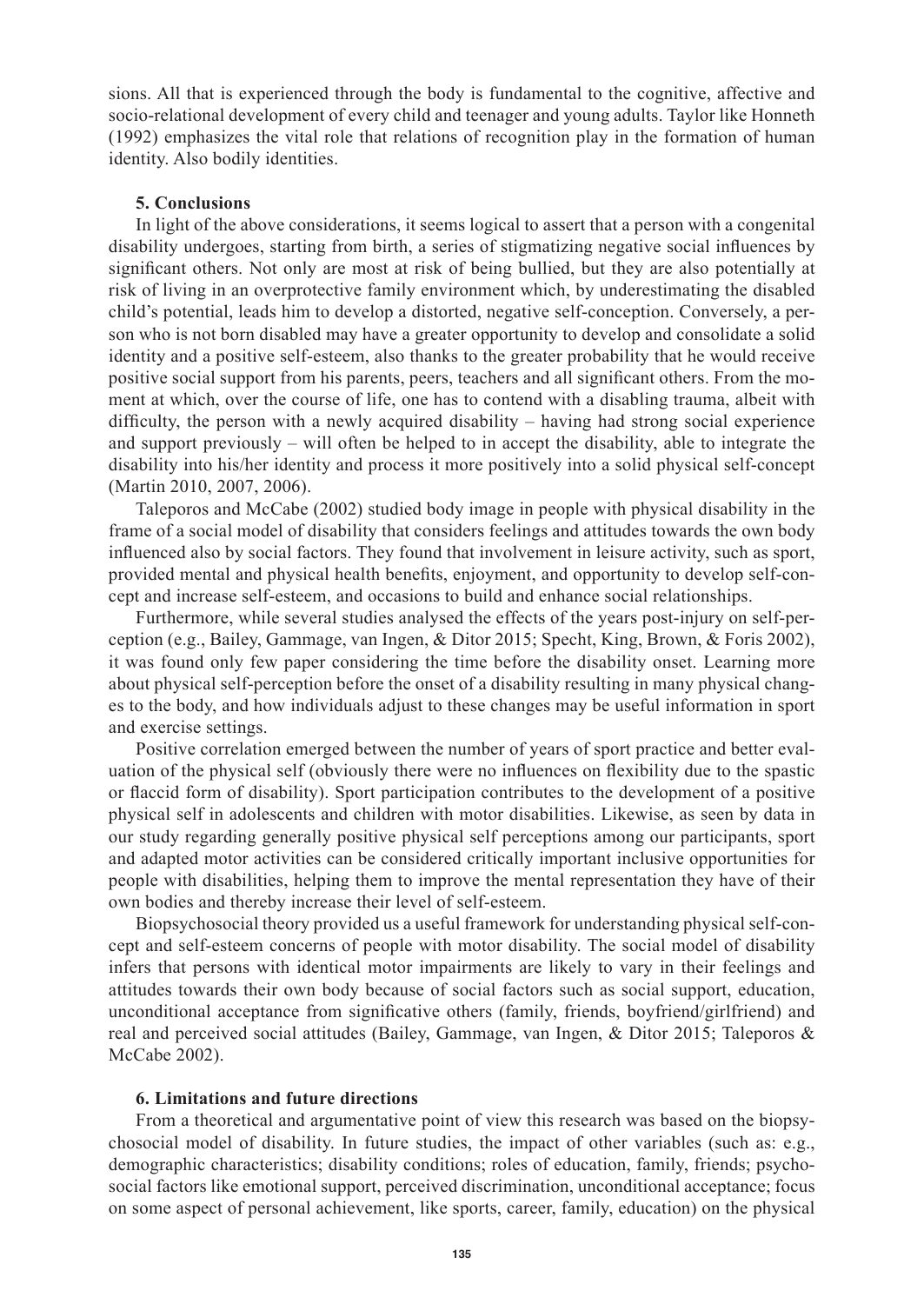sions. All that is experienced through the body is fundamental to the cognitive, affective and socio-relational development of every child and teenager and young adults. Taylor like Honneth (1992) emphasizes the vital role that relations of recognition play in the formation of human identity. Also bodily identities.

## 5. Conclusions

In light of the above considerations, it seems logical to assert that a person with a congenital disability undergoes, starting from birth, a series of stigmatizing negative social influences by significant others. Not only are most at risk of being bullied, but they are also potentially at risk of living in an overprotective family environment which, by underestimating the disabled child's potential, leads him to develop a distorted, negative self-conception. Conversely, a person who is not born disabled may have a greater opportunity to develop and consolidate a solid identity and a positive self-esteem, also thanks to the greater probability that he would receive positive social support from his parents, peers, teachers and all significant others. From the moment at which, over the course of life, one has to contend with a disabling trauma, albeit with difficulty, the person with a newly acquired disability – having had strong social experience and support previously – will often be helped to in accept the disability, able to integrate the disability into his/her identity and process it more positively into a solid physical self-concept (Martin 2010, 2007, 2006).

Taleporos and McCabe (2002) studied body image in people with physical disability in the frame of a social model of disability that considers feelings and attitudes towards the own body influenced also by social factors. They found that involvement in leisure activity, such as sport, provided mental and physical health benefits, enjoyment, and opportunity to develop self-concept and increase self-esteem, and occasions to build and enhance social relationships.

Furthermore, while several studies analysed the effects of the years post-injury on self-perception (e.g., Bailey, Gammage, van Ingen, & Ditor 2015; Specht, King, Brown, & Foris 2002), it was found only few paper considering the time before the disability onset. Learning more about physical self-perception before the onset of a disability resulting in many physical changes to the body, and how individuals adjust to these changes may be useful information in sport and exercise settings.

Positive correlation emerged between the number of years of sport practice and better evaluation of the physical self (obviously there were no influences on flexibility due to the spastic or flaccid form of disability). Sport participation contributes to the development of a positive physical self in adolescents and children with motor disabilities. Likewise, as seen by data in our study regarding generally positive physical self perceptions among our participants, sport and adapted motor activities can be considered critically important inclusive opportunities for people with disabilities, helping them to improve the mental representation they have of their own bodies and thereby increase their level of self-esteem.

Biopsychosocial theory provided us a useful framework for understanding physical self-concept and self-esteem concerns of people with motor disability. The social model of disability infers that persons with identical motor impairments are likely to vary in their feelings and attitudes towards their own body because of social factors such as social support, education, unconditional acceptance from significative others (family, friends, boyfriend/girlfriend) and real and perceived social attitudes (Bailey, Gammage, van Ingen, & Ditor 2015; Taleporos & McCabe 2002).

## 6. Limitations and future directions

From a theoretical and argumentative point of view this research was based on the biopsychosocial model of disability. In future studies, the impact of other variables (such as: e.g., demographic characteristics; disability conditions; roles of education, family, friends; psychosocial factors like emotional support, perceived discrimination, unconditional acceptance; focus on some aspect of personal achievement, like sports, career, family, education) on the physical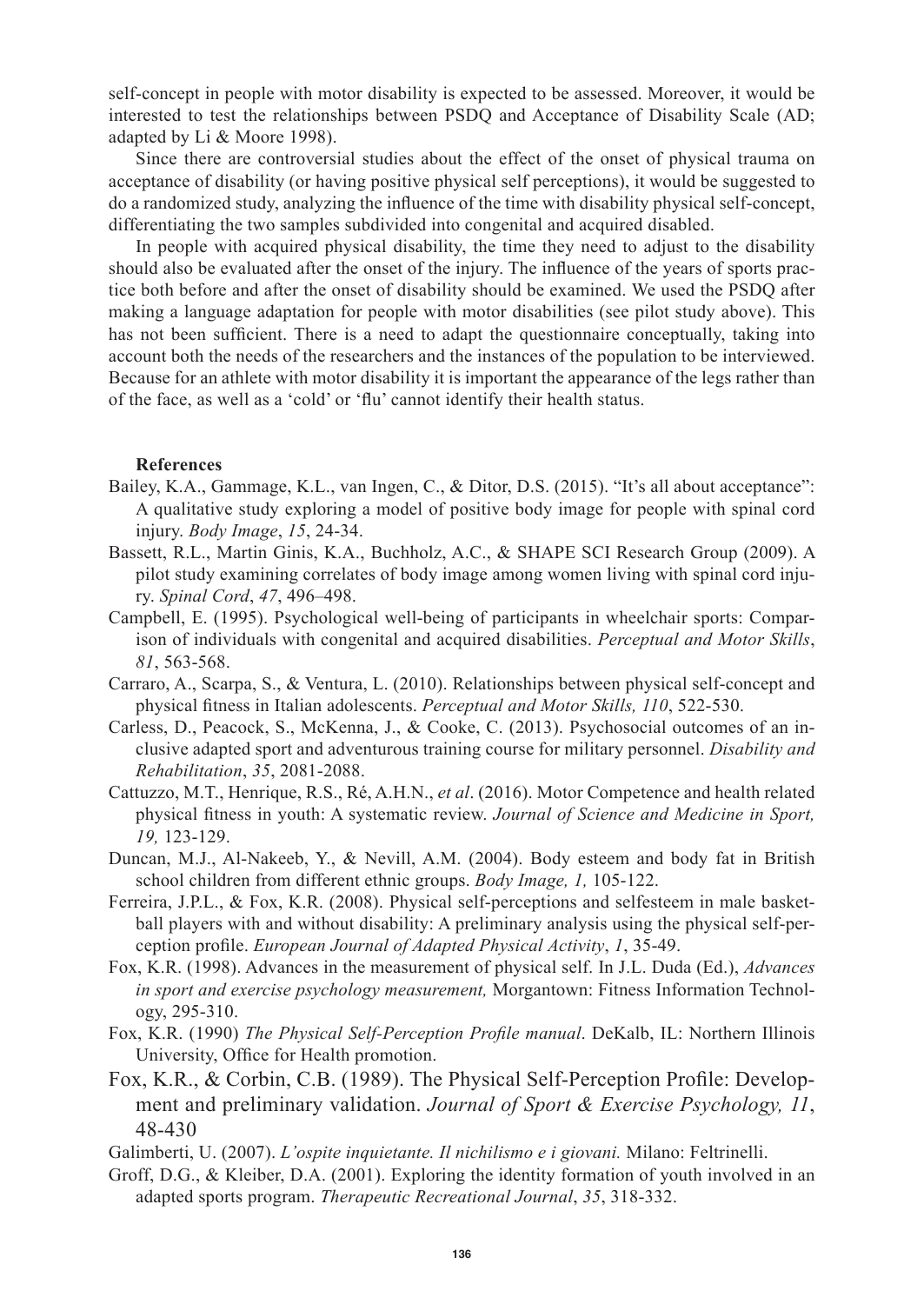self-concept in people with motor disability is expected to be assessed. Moreover, it would be interested to test the relationships between PSDQ and Acceptance of Disability Scale (AD; adapted by Li & Moore 1998).

Since there are controversial studies about the effect of the onset of physical trauma on acceptance of disability (or having positive physical self perceptions), it would be suggested to do a randomized study, analyzing the influence of the time with disability physical self-concept, differentiating the two samples subdivided into congenital and acquired disabled.

In people with acquired physical disability, the time they need to adjust to the disability should also be evaluated after the onset of the injury. The influence of the years of sports practice both before and after the onset of disability should be examined. We used the PSDQ after making a language adaptation for people with motor disabilities (see pilot study above). This has not been sufficient. There is a need to adapt the questionnaire conceptually, taking into account both the needs of the researchers and the instances of the population to be interviewed. Because for an athlete with motor disability it is important the appearance of the legs rather than of the face, as well as a 'cold' or 'flu' cannot identify their health status.

**References**

Bailey, K.A., Gammage, K.L., van Ingen, C., & Ditor, D.S. (2015). "It's all about acceptance": A qualitative study exploring a model of positive body image for people with spinal cord injury. *Body Image*, *15*, 24-34.

Bassett, R.L., Martin Ginis, K.A., Buchholz, A.C., & SHAPE SCI Research Group (2009). A pilot study examining correlates of body image among women living with spinal cord injury. *Spinal Cord*, *47*, 496–498.

Campbell, E. (1995). Psychological well-being of participants in wheelchair sports: Comparison of individuals with congenital and acquired disabilities. *Perceptual and Motor Skills*, *81*, 563-568.

Carraro, A., Scarpa, S., & Ventura, L. (2010). Relationships between physical self-concept and physical fitness in Italian adolescents. *Perceptual and Motor Skills, 110*, 522-530.

Carless, D., Peacock, S., McKenna, J., & Cooke, C. (2013). Psychosocial outcomes of an inclusive adapted sport and adventurous training course for military personnel. *Disability and Rehabilitation*, *35*, 2081-2088.

Cattuzzo, M.T., Henrique, R.S., Ré, A.H.N., *et al*. (2016). Motor Competence and health related physical fitness in youth: A systematic review. *Journal of Science and Medicine in Sport, 19,* 123-129.

Duncan, M.J., Al-Nakeeb, Y., & Nevill, A.M. (2004). Body esteem and body fat in British school children from different ethnic groups. *Body Image, 1,* 105-122.

Ferreira, J.P.L., & Fox, K.R. (2008). Physical self-perceptions and selfesteem in male basketball players with and without disability: A preliminary analysis using the physical self-perception profile. *European Journal of Adapted Physical Activity*, *1*, 35-49.

Fox, K.R. (1998). Advances in the measurement of physical self. In J.L. Duda (Ed.), *Advances in sport and exercise psychology measurement,* Morgantown: Fitness Information Technology, 295-310.

Fox, K.R. (1990) *The Physical Self-Perception Profile manual*. DeKalb, IL: Northern Illinois University, Office for Health promotion.

Fox, K.R., & Corbin, C.B. (1989). The Physical Self-Perception Profile: Development and preliminary validation. *Journal of Sport & Exercise Psychology, 11*, 48-430

Galimberti, U. (2007). *L'ospite inquietante. Il nichilismo e i giovani.* Milano: Feltrinelli.

Groff, D.G., & Kleiber, D.A. (2001). Exploring the identity formation of youth involved in an adapted sports program. *Therapeutic Recreational Journal*, *35*, 318-332.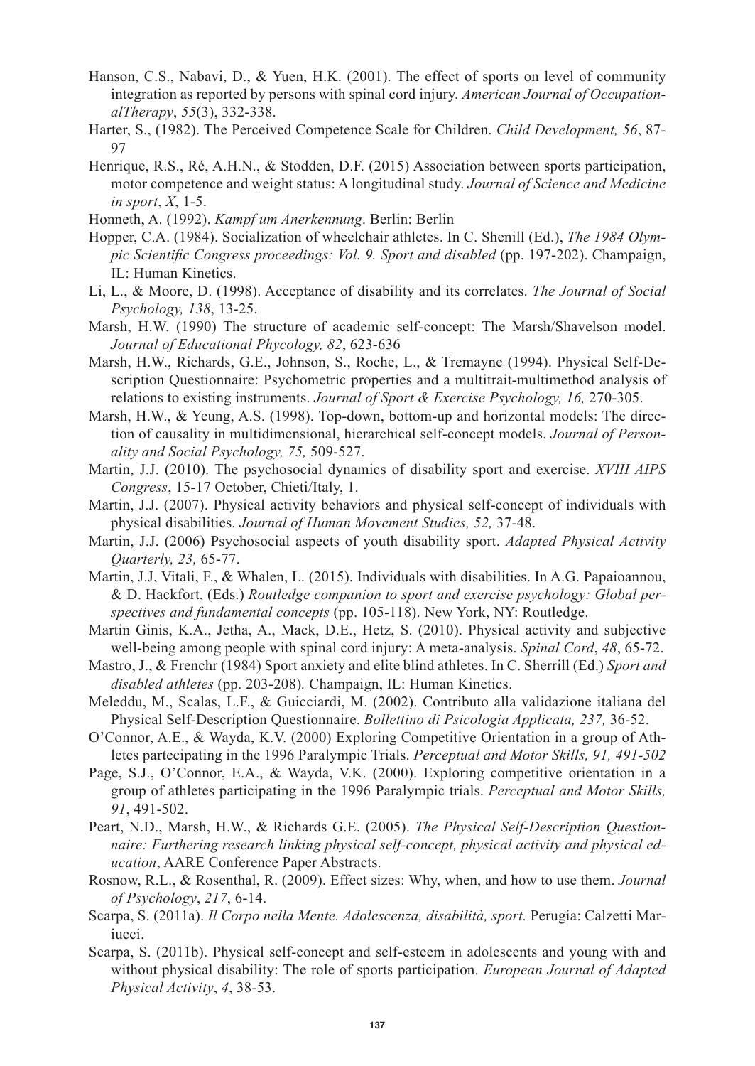Hanson, C.S., Nabavi, D., & Yuen, H.K. (2001). The effect of sports on level of community integration as reported by persons with spinal cord injury. *American Journal of OccupationalTherapy*, *55*(3), 332-338.

Harter, S., (1982). The Perceived Competence Scale for Children. *Child Development, 56*, 87-97

Henrique, R.S., Ré, A.H.N., & Stodden, D.F. (2015) Association between sports participation, motor competence and weight status: A longitudinal study. *Journal of Science and Medicine in sport*, *X*, 1-5.

Honneth, A. (1992). *Kampf um Anerkennung*. Berlin: Berlin

Hopper, C.A. (1984). Socialization of wheelchair athletes. In C. Shenill (Ed.), *The 1984 Olympic Scientific Congress proceedings: Vol. 9. Sport and disabled* (pp. 197-202). Champaign, IL: Human Kinetics.

Li, L., & Moore, D. (1998). Acceptance of disability and its correlates. *The Journal of Social Psychology, 138*, 13-25.

Marsh, H.W. (1990) The structure of academic self-concept: The Marsh/Shavelson model. *Journal of Educational Phycology, 82*, 623-636

Marsh, H.W., Richards, G.E., Johnson, S., Roche, L., & Tremayne (1994). Physical Self-Description Questionnaire: Psychometric properties and a multitrait-multimethod analysis of relations to existing instruments. *Journal of Sport & Exercise Psychology, 16,* 270-305.

Marsh, H.W., & Yeung, A.S. (1998). Top-down, bottom-up and horizontal models: The direction of causality in multidimensional, hierarchical self-concept models. *Journal of Personality and Social Psychology, 75,* 509-527.

Martin, J.J. (2010). The psychosocial dynamics of disability sport and exercise. *XVIII AIPS Congress*, 15-17 October, Chieti/Italy, 1.

Martin, J.J. (2007). Physical activity behaviors and physical self-concept of individuals with physical disabilities. *Journal of Human Movement Studies, 52,* 37-48.

Martin, J.J. (2006) Psychosocial aspects of youth disability sport. *Adapted Physical Activity Quarterly, 23,* 65-77.

Martin, J.J, Vitali, F., & Whalen, L. (2015). Individuals with disabilities. In A.G. Papaioannou, & D. Hackfort, (Eds.) *Routledge companion to sport and exercise psychology: Global perspectives and fundamental concepts* (pp. 105-118). New York, NY: Routledge.

Martin Ginis, K.A., Jetha, A., Mack, D.E., Hetz, S. (2010). Physical activity and subjective well-being among people with spinal cord injury: A meta-analysis. *Spinal Cord*, *48*, 65-72.

Mastro, J., & Frenchr (1984) Sport anxiety and elite blind athletes. In C. Sherrill (Ed.) *Sport and disabled athletes* (pp. 203-208)*.* Champaign, IL: Human Kinetics.

Meleddu, M., Scalas, L.F., & Guicciardi, M. (2002). Contributo alla validazione italiana del Physical Self-Description Questionnaire. *Bollettino di Psicologia Applicata, 237,* 36-52.

O'Connor, A.E., & Wayda, K.V. (2000) Exploring Competitive Orientation in a group of Athletes partecipating in the 1996 Paralympic Trials. *Perceptual and Motor Skills, 91, 491-502*

Page, S.J., O'Connor, E.A., & Wayda, V.K. (2000). Exploring competitive orientation in a group of athletes participating in the 1996 Paralympic trials. *Perceptual and Motor Skills, 91*, 491-502.

Peart, N.D., Marsh, H.W., & Richards G.E. (2005). *The Physical Self-Description Questionnaire: Furthering research linking physical self-concept, physical activity and physical education*, AARE Conference Paper Abstracts.

Rosnow, R.L., & Rosenthal, R. (2009). Effect sizes: Why, when, and how to use them. *Journal of Psychology*, *217*, 6-14.

Scarpa, S. (2011a). *Il Corpo nella Mente. Adolescenza, disabilità, sport.* Perugia: Calzetti Mariucci.

Scarpa, S. (2011b). Physical self-concept and self-esteem in adolescents and young with and without physical disability: The role of sports participation. *European Journal of Adapted Physical Activity*, *4*, 38-53.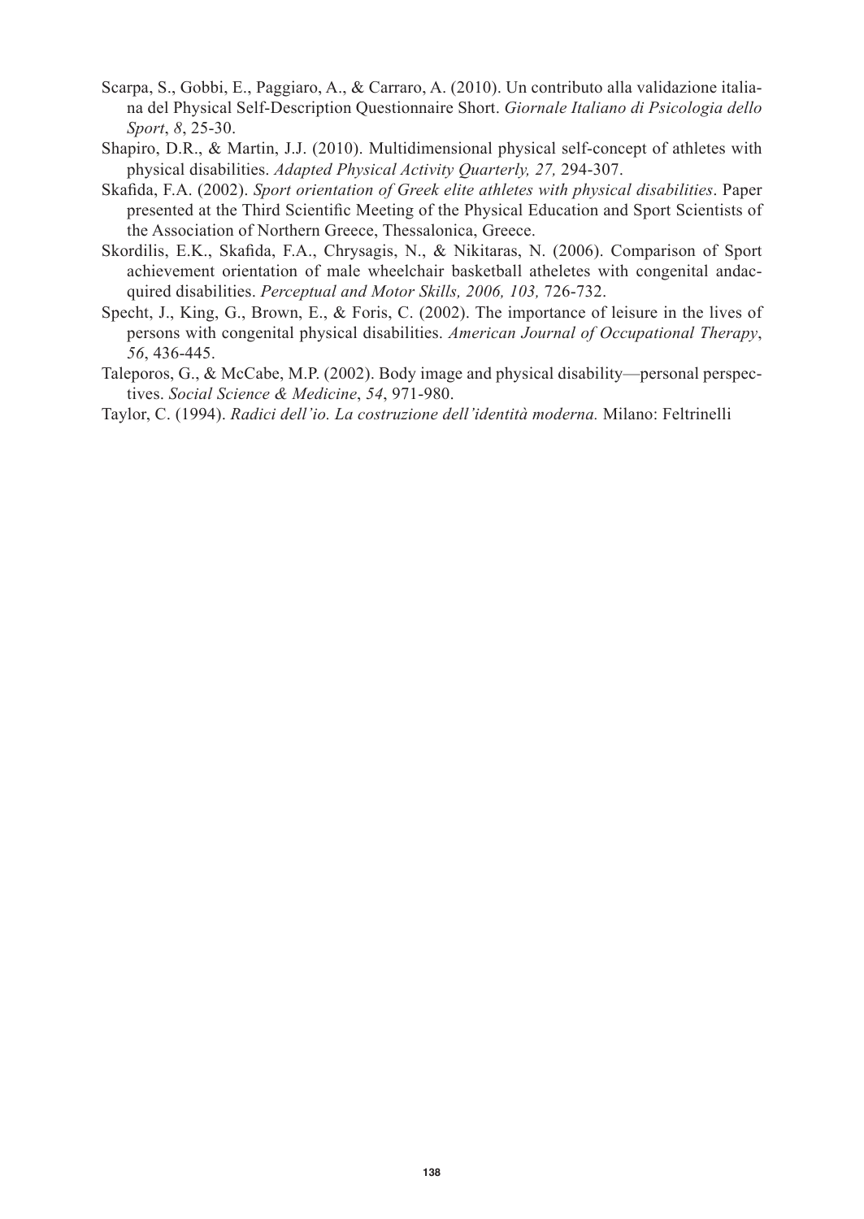Scarpa, S., Gobbi, E., Paggiaro, A., & Carraro, A. (2010). Un contributo alla validazione italiana del Physical Self-Description Questionnaire Short. *Giornale Italiano di Psicologia dello Sport*, *8*, 25-30.

Shapiro, D.R., & Martin, J.J. (2010). Multidimensional physical self-concept of athletes with physical disabilities. *Adapted Physical Activity Quarterly, 27,* 294-307.

Skafida, F.A. (2002). *Sport orientation of Greek elite athletes with physical disabilities*. Paper presented at the Third Scientific Meeting of the Physical Education and Sport Scientists of the Association of Northern Greece, Thessalonica, Greece.

Skordilis, E.K., Skafida, F.A., Chrysagis, N., & Nikitaras, N. (2006). Comparison of Sport achievement orientation of male wheelchair basketball atheletes with congenital andacquired disabilities. *Perceptual and Motor Skills, 2006, 103,* 726-732.

Specht, J., King, G., Brown, E., & Foris, C. (2002). The importance of leisure in the lives of persons with congenital physical disabilities. *American Journal of Occupational Therapy*, *56*, 436-445.

Taleporos, G., & McCabe, M.P. (2002). Body image and physical disability—personal perspectives. *Social Science & Medicine*, *54*, 971-980.

Taylor, C. (1994). *Radici dell'io. La costruzione dell'identità moderna.* Milano: Feltrinelli